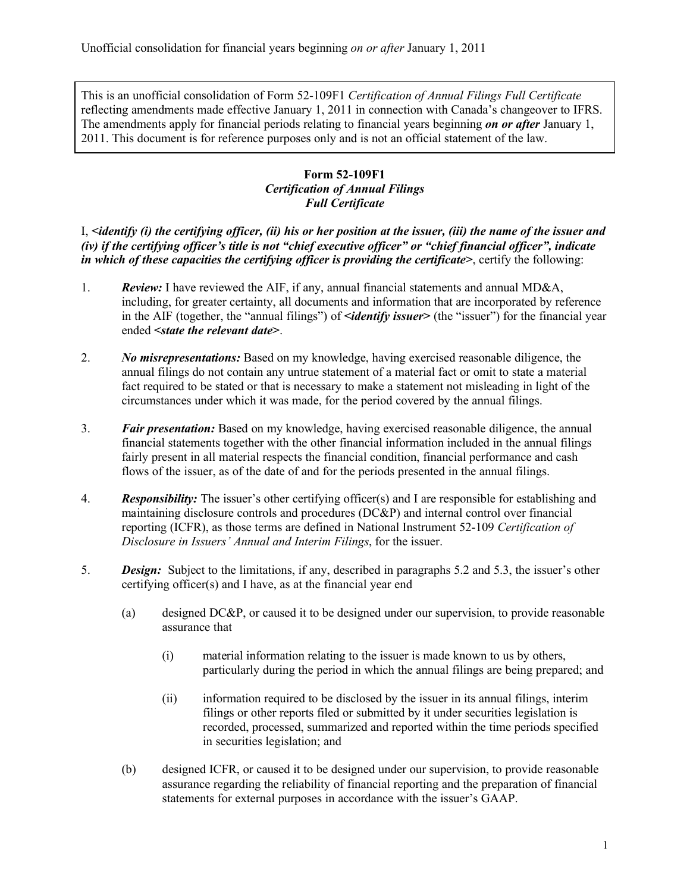Unofficial consolidation for financial years beginning *on or after* January 1, 2011

This is an unofficial consolidation of Form 52-109F1 *Certification of Annual Filings Full Certificate* reflecting amendments made effective January 1, 2011 in connection with Canada's changeover to IFRS. The amendments apply for financial periods relating to financial years beginning ***on or after*** January 1, 2011. This document is for reference purposes only and is not an official statement of the law.

**Form 52-109F1**
***Certification of Annual Filings***
***Full Certificate***

I, ***<identify (i) the certifying officer, (ii) his or her position at the issuer, (iii) the name of the issuer and (iv) if the certifying officer's title is not "chief executive officer" or "chief financial officer", indicate in which of these capacities the certifying officer is providing the certificate>***, certify the following:

1. ***Review:*** I have reviewed the AIF, if any, annual financial statements and annual MD&A, including, for greater certainty, all documents and information that are incorporated by reference in the AIF (together, the "annual filings") of ***<identify issuer>*** (the "issuer") for the financial year ended ***<state the relevant date>***.

2. ***No misrepresentations:*** Based on my knowledge, having exercised reasonable diligence, the annual filings do not contain any untrue statement of a material fact or omit to state a material fact required to be stated or that is necessary to make a statement not misleading in light of the circumstances under which it was made, for the period covered by the annual filings.

3. ***Fair presentation:*** Based on my knowledge, having exercised reasonable diligence, the annual financial statements together with the other financial information included in the annual filings fairly present in all material respects the financial condition, financial performance and cash flows of the issuer, as of the date of and for the periods presented in the annual filings.

4. ***Responsibility:*** The issuer's other certifying officer(s) and I are responsible for establishing and maintaining disclosure controls and procedures (DC&P) and internal control over financial reporting (ICFR), as those terms are defined in National Instrument 52-109 *Certification of Disclosure in Issuers' Annual and Interim Filings*, for the issuer.

5. ***Design:*** Subject to the limitations, if any, described in paragraphs 5.2 and 5.3, the issuer's other certifying officer(s) and I have, as at the financial year end

   (a) designed DC&P, or caused it to be designed under our supervision, to provide reasonable assurance that

      (i) material information relating to the issuer is made known to us by others, particularly during the period in which the annual filings are being prepared; and

      (ii) information required to be disclosed by the issuer in its annual filings, interim filings or other reports filed or submitted by it under securities legislation is recorded, processed, summarized and reported within the time periods specified in securities legislation; and

   (b) designed ICFR, or caused it to be designed under our supervision, to provide reasonable assurance regarding the reliability of financial reporting and the preparation of financial statements for external purposes in accordance with the issuer's GAAP.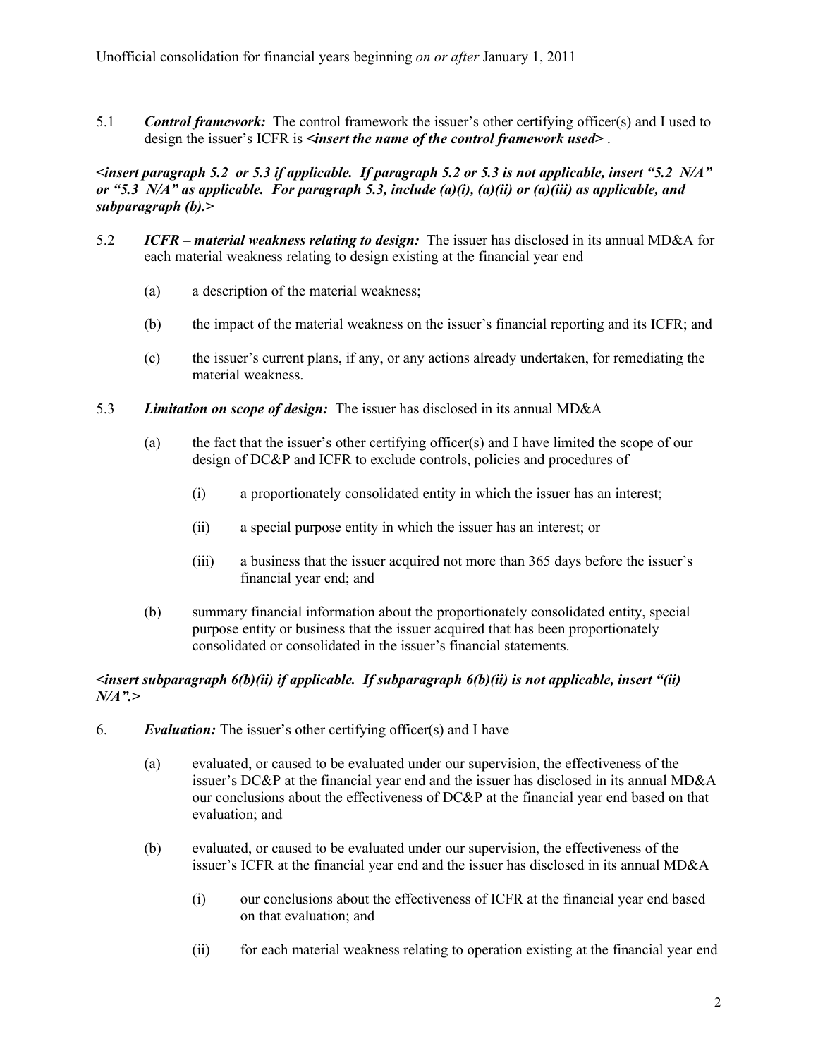5.1 ***Control framework:*** The control framework the issuer's other certifying officer(s) and I used to design the issuer's ICFR is ***<insert the name of the control framework used>*** .

***<insert paragraph 5.2 or 5.3 if applicable. If paragraph 5.2 or 5.3 is not applicable, insert "5.2 N/A" or "5.3 N/A" as applicable. For paragraph 5.3, include (a)(i), (a)(ii) or (a)(iii) as applicable, and subparagraph (b).>***

5.2 ***ICFR – material weakness relating to design:*** The issuer has disclosed in its annual MD&A for each material weakness relating to design existing at the financial year end

(a) a description of the material weakness;

(b) the impact of the material weakness on the issuer's financial reporting and its ICFR; and

(c) the issuer's current plans, if any, or any actions already undertaken, for remediating the material weakness.

5.3 ***Limitation on scope of design:*** The issuer has disclosed in its annual MD&A

(a) the fact that the issuer's other certifying officer(s) and I have limited the scope of our design of DC&P and ICFR to exclude controls, policies and procedures of

(i) a proportionately consolidated entity in which the issuer has an interest;

(ii) a special purpose entity in which the issuer has an interest; or

(iii) a business that the issuer acquired not more than 365 days before the issuer's financial year end; and

(b) summary financial information about the proportionately consolidated entity, special purpose entity or business that the issuer acquired that has been proportionately consolidated or consolidated in the issuer's financial statements.

***<insert subparagraph 6(b)(ii) if applicable. If subparagraph 6(b)(ii) is not applicable, insert "(ii) N/A".>***

6. ***Evaluation:*** The issuer's other certifying officer(s) and I have

(a) evaluated, or caused to be evaluated under our supervision, the effectiveness of the issuer's DC&P at the financial year end and the issuer has disclosed in its annual MD&A our conclusions about the effectiveness of DC&P at the financial year end based on that evaluation; and

(b) evaluated, or caused to be evaluated under our supervision, the effectiveness of the issuer's ICFR at the financial year end and the issuer has disclosed in its annual MD&A

(i) our conclusions about the effectiveness of ICFR at the financial year end based on that evaluation; and

(ii) for each material weakness relating to operation existing at the financial year end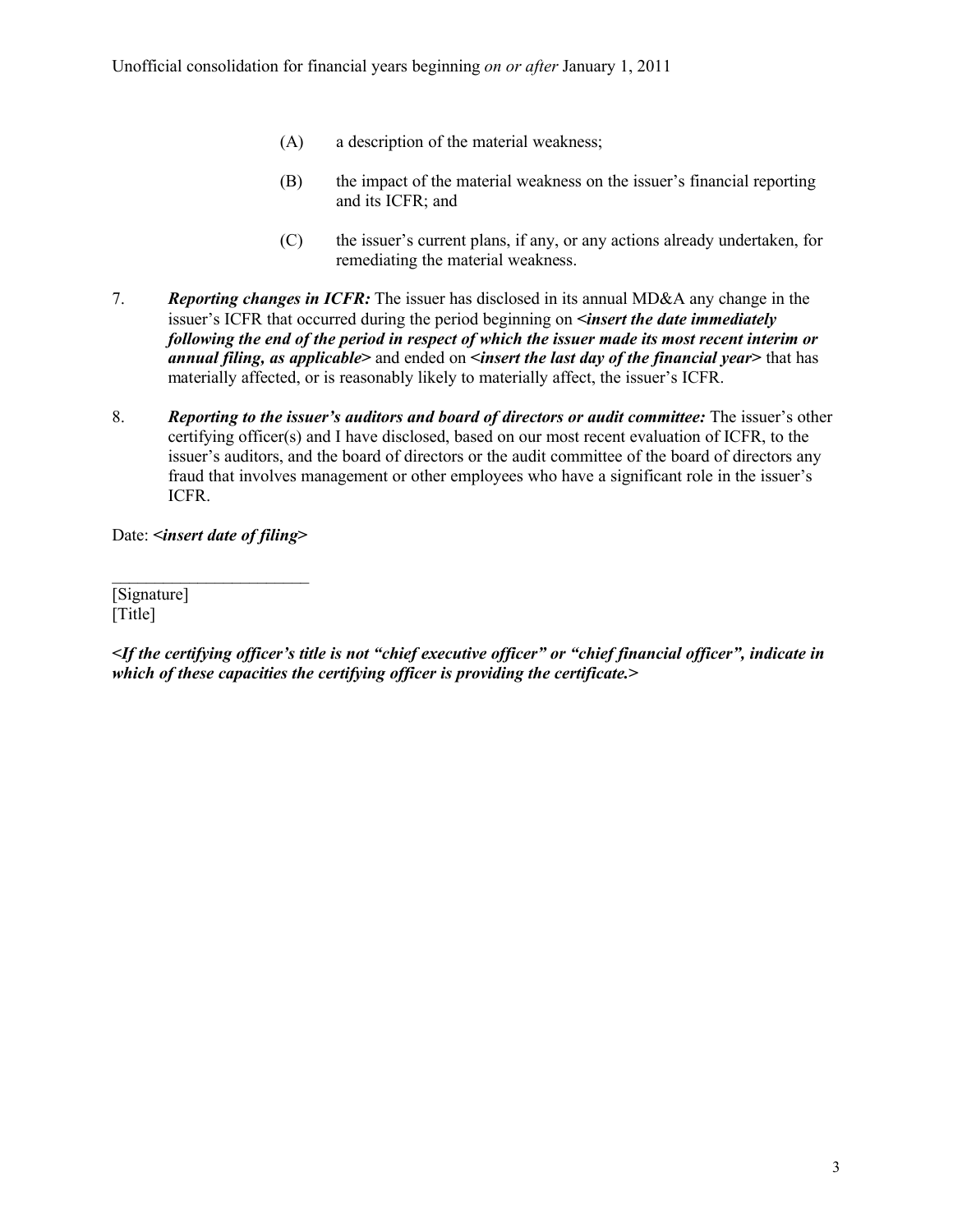(A) a description of the material weakness;

(B) the impact of the material weakness on the issuer's financial reporting and its ICFR; and

(C) the issuer's current plans, if any, or any actions already undertaken, for remediating the material weakness.

7. ***Reporting changes in ICFR:*** The issuer has disclosed in its annual MD&A any change in the issuer's ICFR that occurred during the period beginning on ***<insert the date immediately following the end of the period in respect of which the issuer made its most recent interim or annual filing, as applicable>*** and ended on ***<insert the last day of the financial year>*** that has materially affected, or is reasonably likely to materially affect, the issuer's ICFR.

8. ***Reporting to the issuer's auditors and board of directors or audit committee:*** The issuer's other certifying officer(s) and I have disclosed, based on our most recent evaluation of ICFR, to the issuer's auditors, and the board of directors or the audit committee of the board of directors any fraud that involves management or other employees who have a significant role in the issuer's ICFR.

Date: ***<insert date of filing>***

_______________________

[Signature]
[Title]

***<If the certifying officer's title is not "chief executive officer" or "chief financial officer", indicate in which of these capacities the certifying officer is providing the certificate.>***